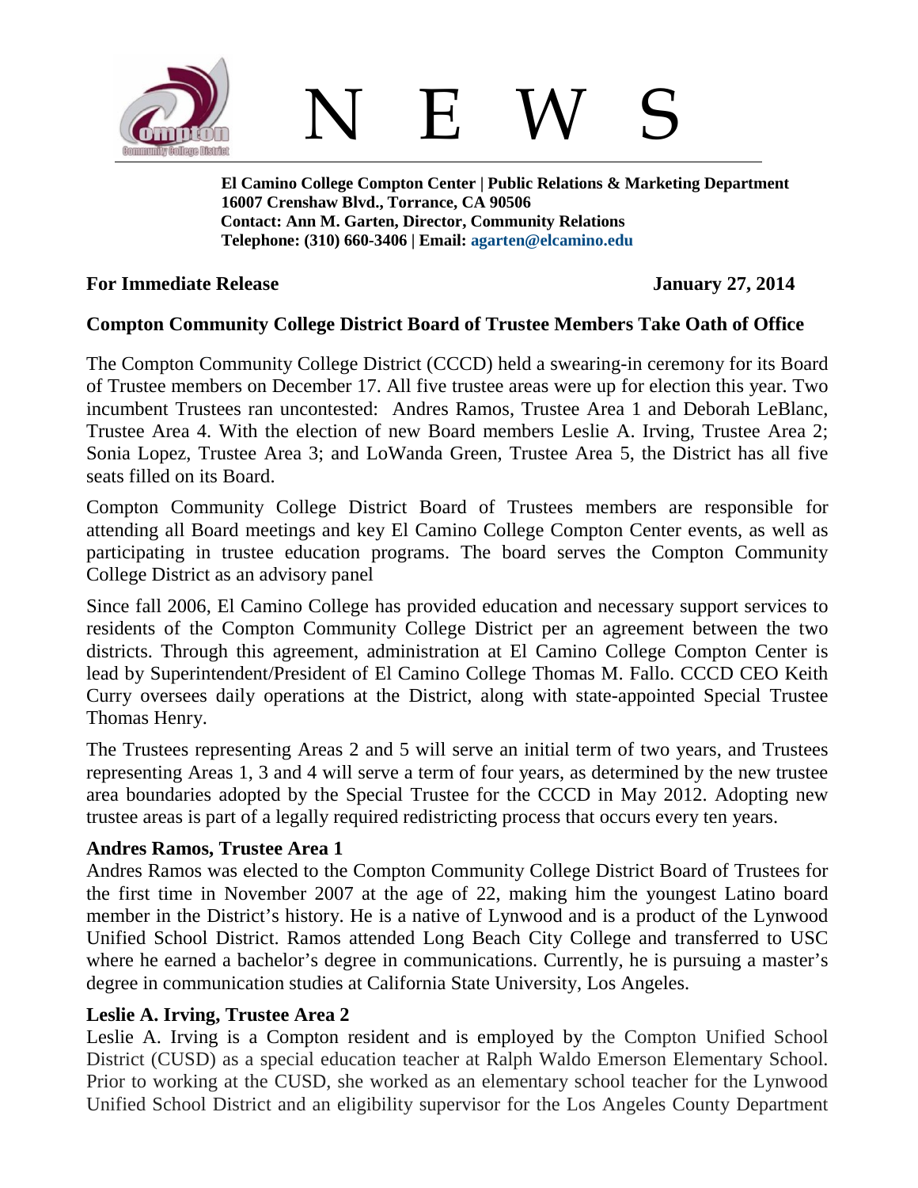# N E W S

**El Camino College Compton Center | Public Relations & Marketing Department**
**16007 Crenshaw Blvd., Torrance, CA 90506**
**Contact: Ann M. Garten, Director, Community Relations**
**Telephone: (310) 660-3406 | Email: agarten@elcamino.edu**

**For Immediate Release** **January 27, 2014**

## Compton Community College District Board of Trustee Members Take Oath of Office

The Compton Community College District (CCCD) held a swearing-in ceremony for its Board of Trustee members on December 17. All five trustee areas were up for election this year. Two incumbent Trustees ran uncontested: Andres Ramos, Trustee Area 1 and Deborah LeBlanc, Trustee Area 4. With the election of new Board members Leslie A. Irving, Trustee Area 2; Sonia Lopez, Trustee Area 3; and LoWanda Green, Trustee Area 5, the District has all five seats filled on its Board.

Compton Community College District Board of Trustees members are responsible for attending all Board meetings and key El Camino College Compton Center events, as well as participating in trustee education programs. The board serves the Compton Community College District as an advisory panel

Since fall 2006, El Camino College has provided education and necessary support services to residents of the Compton Community College District per an agreement between the two districts. Through this agreement, administration at El Camino College Compton Center is lead by Superintendent/President of El Camino College Thomas M. Fallo. CCCD CEO Keith Curry oversees daily operations at the District, along with state-appointed Special Trustee Thomas Henry.

The Trustees representing Areas 2 and 5 will serve an initial term of two years, and Trustees representing Areas 1, 3 and 4 will serve a term of four years, as determined by the new trustee area boundaries adopted by the Special Trustee for the CCCD in May 2012. Adopting new trustee areas is part of a legally required redistricting process that occurs every ten years.

### Andres Ramos, Trustee Area 1

Andres Ramos was elected to the Compton Community College District Board of Trustees for the first time in November 2007 at the age of 22, making him the youngest Latino board member in the District's history. He is a native of Lynwood and is a product of the Lynwood Unified School District. Ramos attended Long Beach City College and transferred to USC where he earned a bachelor's degree in communications. Currently, he is pursuing a master's degree in communication studies at California State University, Los Angeles.

### Leslie A. Irving, Trustee Area 2

Leslie A. Irving is a Compton resident and is employed by the Compton Unified School District (CUSD) as a special education teacher at Ralph Waldo Emerson Elementary School. Prior to working at the CUSD, she worked as an elementary school teacher for the Lynwood Unified School District and an eligibility supervisor for the Los Angeles County Department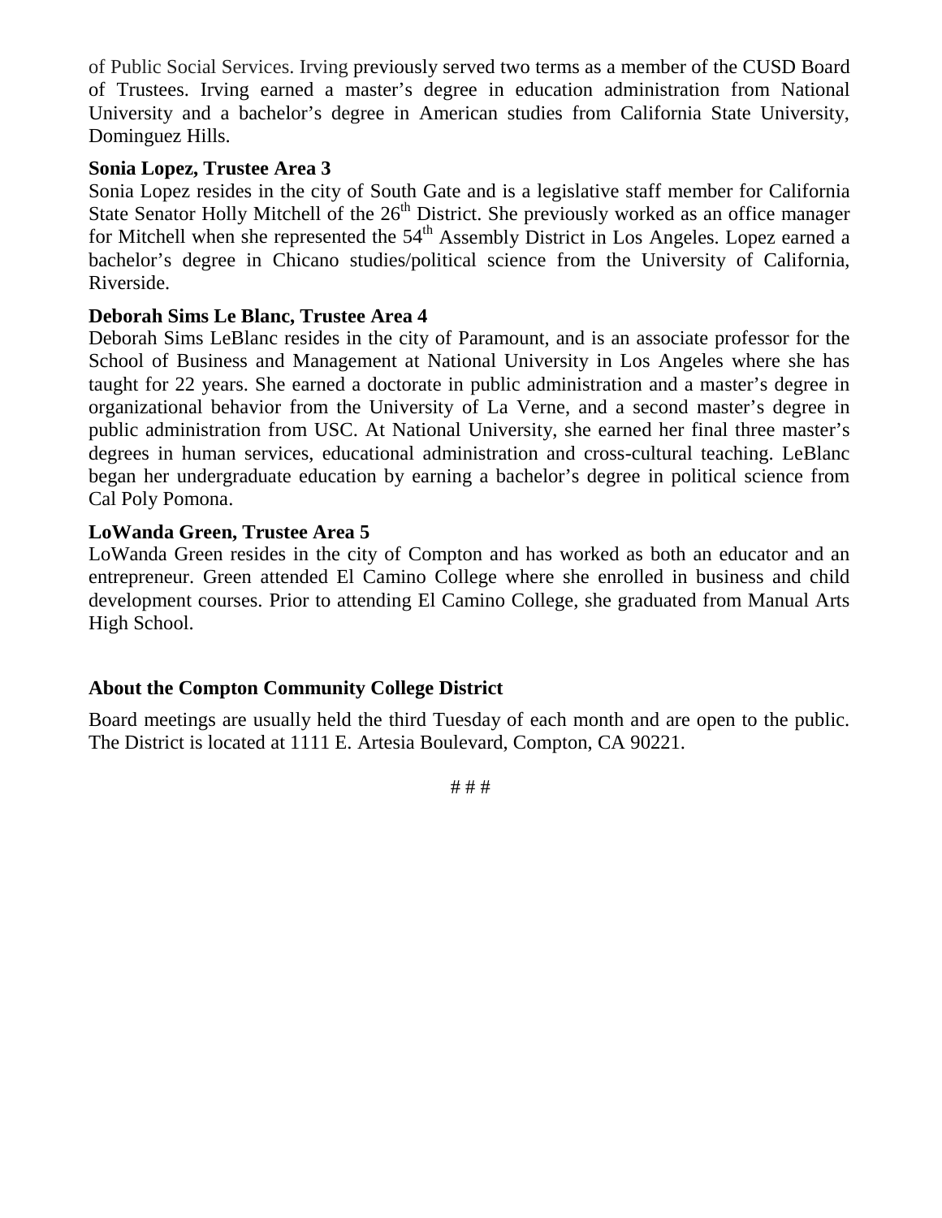of Public Social Services. Irving previously served two terms as a member of the CUSD Board of Trustees. Irving earned a master's degree in education administration from National University and a bachelor's degree in American studies from California State University, Dominguez Hills.

**Sonia Lopez, Trustee Area 3**

Sonia Lopez resides in the city of South Gate and is a legislative staff member for California State Senator Holly Mitchell of the 26th District. She previously worked as an office manager for Mitchell when she represented the 54th Assembly District in Los Angeles. Lopez earned a bachelor's degree in Chicano studies/political science from the University of California, Riverside.

**Deborah Sims Le Blanc, Trustee Area 4**

Deborah Sims LeBlanc resides in the city of Paramount, and is an associate professor for the School of Business and Management at National University in Los Angeles where she has taught for 22 years. She earned a doctorate in public administration and a master's degree in organizational behavior from the University of La Verne, and a second master's degree in public administration from USC. At National University, she earned her final three master's degrees in human services, educational administration and cross-cultural teaching. LeBlanc began her undergraduate education by earning a bachelor's degree in political science from Cal Poly Pomona.

**LoWanda Green, Trustee Area 5**

LoWanda Green resides in the city of Compton and has worked as both an educator and an entrepreneur. Green attended El Camino College where she enrolled in business and child development courses. Prior to attending El Camino College, she graduated from Manual Arts High School.

**About the Compton Community College District**

Board meetings are usually held the third Tuesday of each month and are open to the public. The District is located at 1111 E. Artesia Boulevard, Compton, CA 90221.

# # #